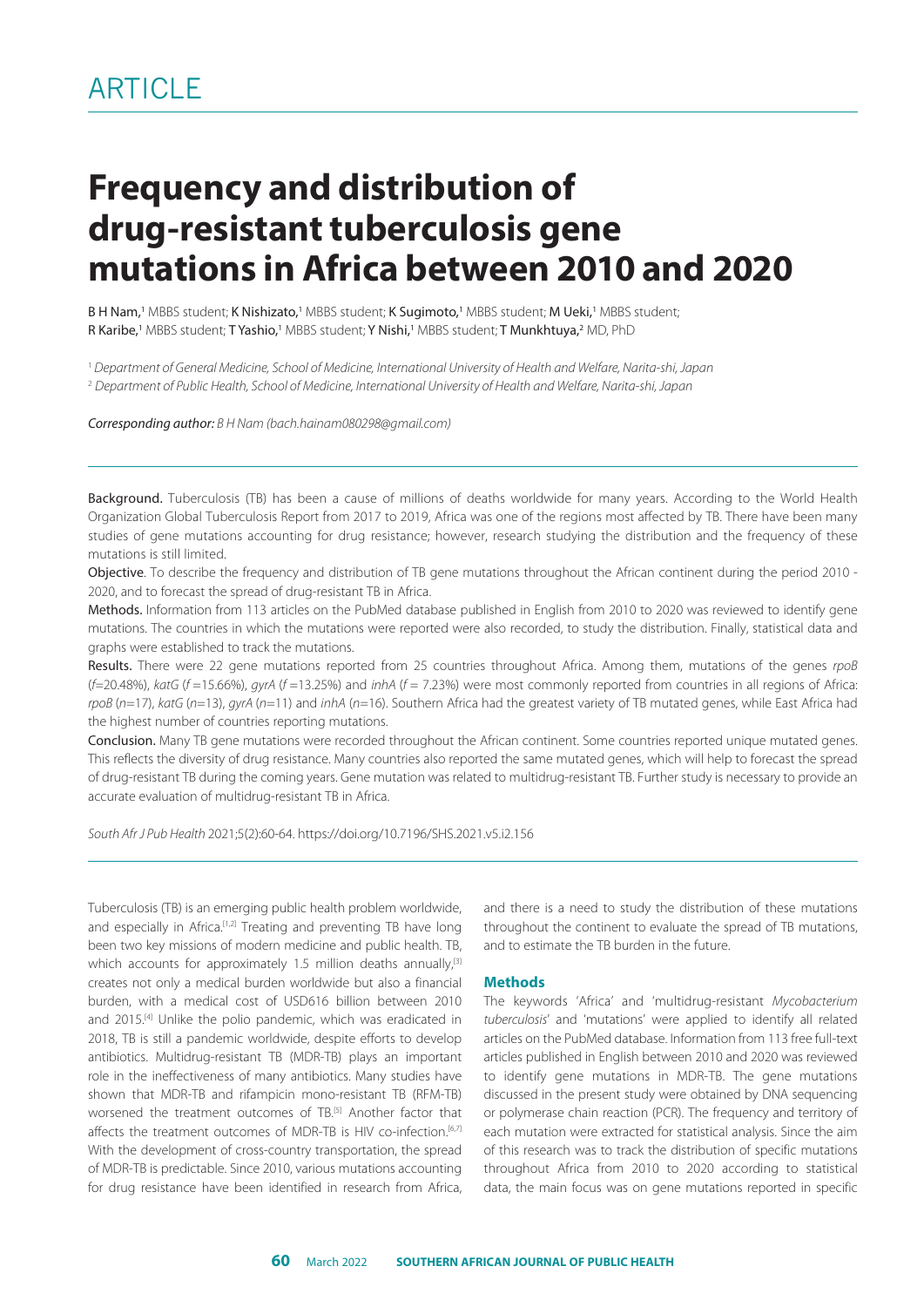ARTICLE

# Frequency and distribution of drug-resistant tuberculosis gene mutations in Africa between 2010 and 2020

**B H Nam**,[1] MBBS student; **K Nishizato**,[1] MBBS student; **K Sugimoto**,[1] MBBS student; **M Ueki**,[1] MBBS student; **R Karibe**,[1] MBBS student; **T Yashio**,[1] MBBS student; **Y Nishi**,[1] MBBS student; **T Munkhtuya**,[2] MD, PhD

[1] *Department of General Medicine, School of Medicine, International University of Health and Welfare, Narita-shi, Japan*
[2] *Department of Public Health, School of Medicine, International University of Health and Welfare, Narita-shi, Japan*

***Corresponding author:*** *B H Nam (bach.hainam080298@gmail.com)*

**Background.** Tuberculosis (TB) has been a cause of millions of deaths worldwide for many years. According to the World Health Organization Global Tuberculosis Report from 2017 to 2019, Africa was one of the regions most affected by TB. There have been many studies of gene mutations accounting for drug resistance; however, research studying the distribution and the frequency of these mutations is still limited.

**Objective**. To describe the frequency and distribution of TB gene mutations throughout the African continent during the period 2010 - 2020, and to forecast the spread of drug-resistant TB in Africa.

**Methods.** Information from 113 articles on the PubMed database published in English from 2010 to 2020 was reviewed to identify gene mutations. The countries in which the mutations were reported were also recorded, to study the distribution. Finally, statistical data and graphs were established to track the mutations.

**Results.** There were 22 gene mutations reported from 25 countries throughout Africa. Among them, mutations of the genes *rpoB* ($f$=20.48%), *katG* ($f$ =15.66%), *gyrA* ($f$ =13.25%) and *inhA* ($f$ = 7.23%) were most commonly reported from countries in all regions of Africa: *rpoB* ($n$=17), *katG* ($n$=13), *gyrA* ($n$=11) and *inhA* ($n$=16). Southern Africa had the greatest variety of TB mutated genes, while East Africa had the highest number of countries reporting mutations.

**Conclusion.** Many TB gene mutations were recorded throughout the African continent. Some countries reported unique mutated genes. This reflects the diversity of drug resistance. Many countries also reported the same mutated genes, which will help to forecast the spread of drug-resistant TB during the coming years. Gene mutation was related to multidrug-resistant TB. Further study is necessary to provide an accurate evaluation of multidrug-resistant TB in Africa.

*South Afr J Pub Health* 2021;5(2):60-64. https://doi.org/10.7196/SHS.2021.v5.i2.156

Tuberculosis (TB) is an emerging public health problem worldwide, and especially in Africa.[1,2] Treating and preventing TB have long been two key missions of modern medicine and public health. TB, which accounts for approximately 1.5 million deaths annually,[3] creates not only a medical burden worldwide but also a financial burden, with a medical cost of USD616 billion between 2010 and 2015.[4] Unlike the polio pandemic, which was eradicated in 2018, TB is still a pandemic worldwide, despite efforts to develop antibiotics. Multidrug-resistant TB (MDR-TB) plays an important role in the ineffectiveness of many antibiotics. Many studies have shown that MDR-TB and rifampicin mono-resistant TB (RFM-TB) worsened the treatment outcomes of TB.[5] Another factor that affects the treatment outcomes of MDR-TB is HIV co-infection.[6,7] With the development of cross-country transportation, the spread of MDR-TB is predictable. Since 2010, various mutations accounting for drug resistance have been identified in research from Africa, and there is a need to study the distribution of these mutations throughout the continent to evaluate the spread of TB mutations, and to estimate the TB burden in the future.

## Methods

The keywords 'Africa' and 'multidrug-resistant *Mycobacterium tuberculosis*' and 'mutations' were applied to identify all related articles on the PubMed database. Information from 113 free full-text articles published in English between 2010 and 2020 was reviewed to identify gene mutations in MDR-TB. The gene mutations discussed in the present study were obtained by DNA sequencing or polymerase chain reaction (PCR). The frequency and territory of each mutation were extracted for statistical analysis. Since the aim of this research was to track the distribution of specific mutations throughout Africa from 2010 to 2020 according to statistical data, the main focus was on gene mutations reported in specific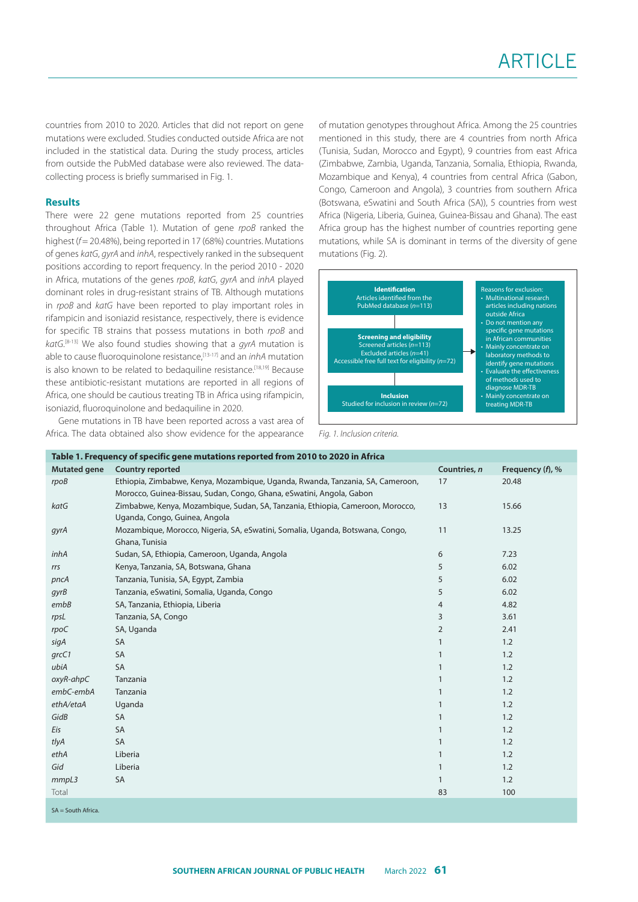countries from 2010 to 2020. Articles that did not report on gene mutations were excluded. Studies conducted outside Africa are not included in the statistical data. During the study process, articles from outside the PubMed database were also reviewed. The data-collecting process is briefly summarised in Fig. 1.

## Results

There were 22 gene mutations reported from 25 countries throughout Africa (Table 1). Mutation of gene *rpoB* ranked the highest (*f* = 20.48%), being reported in 17 (68%) countries. Mutations of genes *katG*, *gyrA* and *inhA*, respectively ranked in the subsequent positions according to report frequency. In the period 2010 - 2020 in Africa, mutations of the genes *rpoB*, *katG*, *gyrA* and *inhA* played dominant roles in drug-resistant strains of TB. Although mutations in *rpoB* and *katG* have been reported to play important roles in rifampicin and isoniazid resistance, respectively, there is evidence for specific TB strains that possess mutations in both *rpoB* and *katG*.[8-13] We also found studies showing that a *gyrA* mutation is able to cause fluoroquinolone resistance,[13-17] and an *inhA* mutation is also known to be related to bedaquiline resistance.[18,19] Because these antibiotic-resistant mutations are reported in all regions of Africa, one should be cautious treating TB in Africa using rifampicin, isoniazid, fluoroquinolone and bedaquiline in 2020.

Gene mutations in TB have been reported across a vast area of Africa. The data obtained also show evidence for the appearance of mutation genotypes throughout Africa. Among the 25 countries mentioned in this study, there are 4 countries from north Africa (Tunisia, Sudan, Morocco and Egypt), 9 countries from east Africa (Zimbabwe, Zambia, Uganda, Tanzania, Somalia, Ethiopia, Rwanda, Mozambique and Kenya), 4 countries from central Africa (Gabon, Congo, Cameroon and Angola), 3 countries from southern Africa (Botswana, eSwatini and South Africa (SA)), 5 countries from west Africa (Nigeria, Liberia, Guinea, Guinea-Bissau and Ghana). The east Africa group has the highest number of countries reporting gene mutations, while SA is dominant in terms of the diversity of gene mutations (Fig. 2).

**Identification**
Articles identified from the PubMed database (*n*=113)

**Screening and eligibility**
Screened articles (*n*=113)
Excluded articles (*n*=41)
Accessible free full text for eligibility (*n*=72)

**Inclusion**
Studied for inclusion in review (*n*=72)

Reasons for exclusion:
- Multinational research articles including nations outside Africa
- Do not mention any specific gene mutations in African communities
- Mainly concentrate on laboratory methods to identify gene mutations
- Evaluate the effectiveness of methods used to diagnose MDR-TB
- Mainly concentrate on treating MDR-TB

*Fig. 1. Inclusion criteria.*

**Table 1. Frequency of specific gene mutations reported from 2010 to 2020 in Africa**

| Mutated gene | Country reported | Countries, *n* | Frequency (*f*), % |
|---|---|---|---|
| *rpoB* | Ethiopia, Zimbabwe, Kenya, Mozambique, Uganda, Rwanda, Tanzania, SA, Cameroon, Morocco, Guinea-Bissau, Sudan, Congo, Ghana, eSwatini, Angola, Gabon | 17 | 20.48 |
| *katG* | Zimbabwe, Kenya, Mozambique, Sudan, SA, Tanzania, Ethiopia, Cameroon, Morocco, Uganda, Congo, Guinea, Angola | 13 | 15.66 |
| *gyrA* | Mozambique, Morocco, Nigeria, SA, eSwatini, Somalia, Uganda, Botswana, Congo, Ghana, Tunisia | 11 | 13.25 |
| *inhA* | Sudan, SA, Ethiopia, Cameroon, Uganda, Angola | 6 | 7.23 |
| *rrs* | Kenya, Tanzania, SA, Botswana, Ghana | 5 | 6.02 |
| *pncA* | Tanzania, Tunisia, SA, Egypt, Zambia | 5 | 6.02 |
| *gyrB* | Tanzania, eSwatini, Somalia, Uganda, Congo | 5 | 6.02 |
| *embB* | SA, Tanzania, Ethiopia, Liberia | 4 | 4.82 |
| *rpsL* | Tanzania, SA, Congo | 3 | 3.61 |
| *rpoC* | SA, Uganda | 2 | 2.41 |
| *sigA* | SA | 1 | 1.2 |
| *grcC1* | SA | 1 | 1.2 |
| *ubiA* | SA | 1 | 1.2 |
| *oxyR-ahpC* | Tanzania | 1 | 1.2 |
| *embC-embA* | Tanzania | 1 | 1.2 |
| *ethA/etaA* | Uganda | 1 | 1.2 |
| *GidB* | SA | 1 | 1.2 |
| *Eis* | SA | 1 | 1.2 |
| *tlyA* | SA | 1 | 1.2 |
| *ethA* | Liberia | 1 | 1.2 |
| *Gid* | Liberia | 1 | 1.2 |
| *mmpL3* | SA | 1 | 1.2 |
| Total | | 83 | 100 |

SA = South Africa.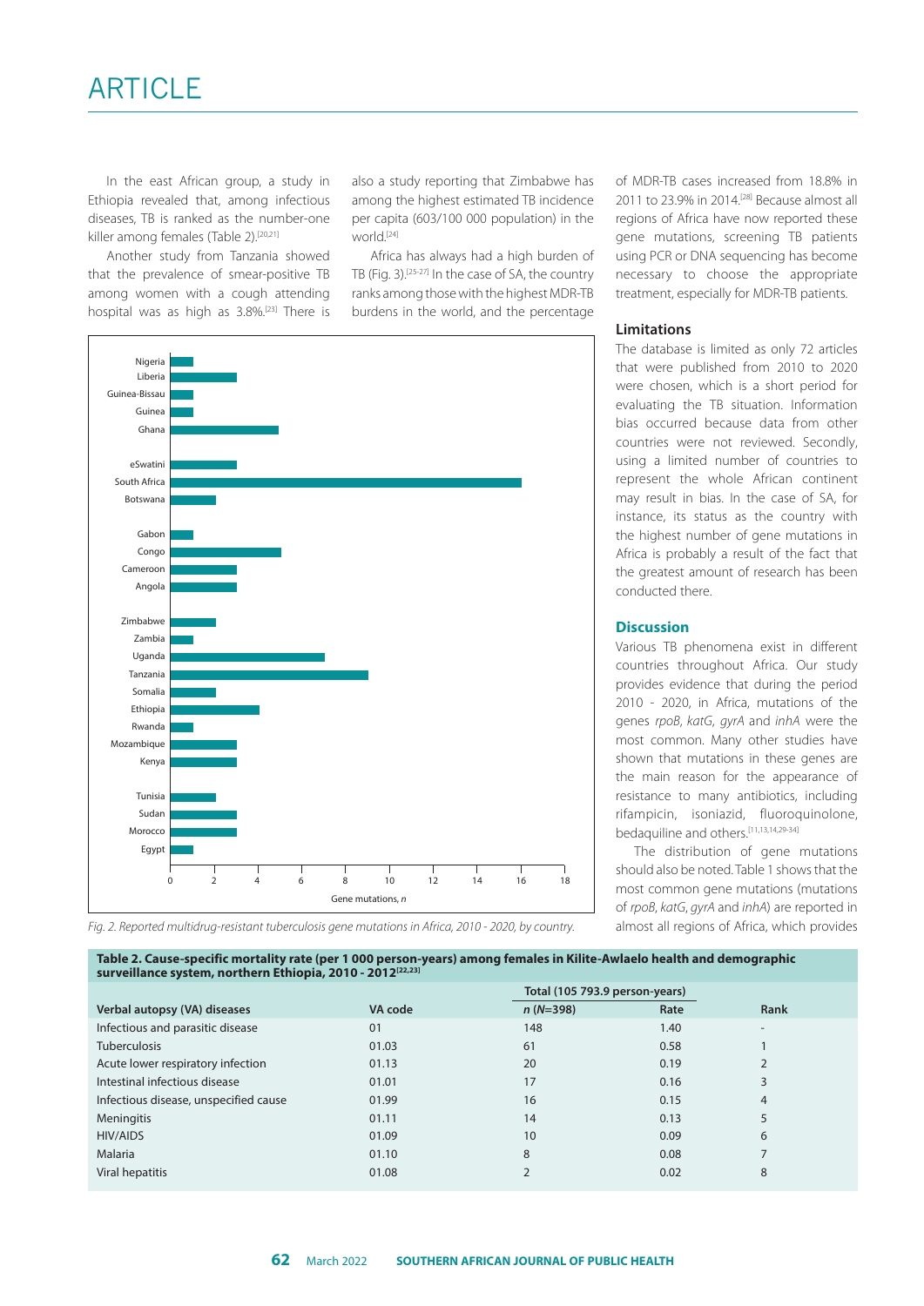In the east African group, a study in Ethiopia revealed that, among infectious diseases, TB is ranked as the number-one killer among females (Table 2).[20,21]

Another study from Tanzania showed that the prevalence of smear-positive TB among women with a cough attending hospital was as high as 3.8%.[23] There is also a study reporting that Zimbabwe has among the highest estimated TB incidence per capita (603/100 000 population) in the world.[24]

Africa has always had a high burden of TB (Fig. 3).[25-27] In the case of SA, the country ranks among those with the highest MDR-TB burdens in the world, and the percentage of MDR-TB cases increased from 18.8% in 2011 to 23.9% in 2014.[28] Because almost all regions of Africa have now reported these gene mutations, screening TB patients using PCR or DNA sequencing has become necessary to choose the appropriate treatment, especially for MDR-TB patients.

Fig. 2. Reported multidrug-resistant tuberculosis gene mutations in Africa, 2010 - 2020, by country.

### Limitations

The database is limited as only 72 articles that were published from 2010 to 2020 were chosen, which is a short period for evaluating the TB situation. Information bias occurred because data from other countries were not reviewed. Secondly, using a limited number of countries to represent the whole African continent may result in bias. In the case of SA, for instance, its status as the country with the highest number of gene mutations in Africa is probably a result of the fact that the greatest amount of research has been conducted there.

## Discussion

Various TB phenomena exist in different countries throughout Africa. Our study provides evidence that during the period 2010 - 2020, in Africa, mutations of the genes *rpoB*, *katG*, *gyrA* and *inhA* were the most common. Many other studies have shown that mutations in these genes are the main reason for the appearance of resistance to many antibiotics, including rifampicin, isoniazid, fluoroquinolone, bedaquiline and others.[11,13,14,29-34]

The distribution of gene mutations should also be noted. Table 1 shows that the most common gene mutations (mutations of *rpoB*, *katG*, *gyrA* and *inhA*) are reported in almost all regions of Africa, which provides

**Table 2. Cause-specific mortality rate (per 1 000 person-years) among females in Kilite-Awlaelo health and demographic surveillance system, northern Ethiopia, 2010 - 2012[22,23]**

| | | Total (105 793.9 person-years) | | |
|---|---|---|---|---|
| Verbal autopsy (VA) diseases | VA code | *n* (*N*=398) | Rate | Rank |
| Infectious and parasitic disease | 01 | 148 | 1.40 | - |
| Tuberculosis | 01.03 | 61 | 0.58 | 1 |
| Acute lower respiratory infection | 01.13 | 20 | 0.19 | 2 |
| Intestinal infectious disease | 01.01 | 17 | 0.16 | 3 |
| Infectious disease, unspecified cause | 01.99 | 16 | 0.15 | 4 |
| Meningitis | 01.11 | 14 | 0.13 | 5 |
| HIV/AIDS | 01.09 | 10 | 0.09 | 6 |
| Malaria | 01.10 | 8 | 0.08 | 7 |
| Viral hepatitis | 01.08 | 2 | 0.02 | 8 |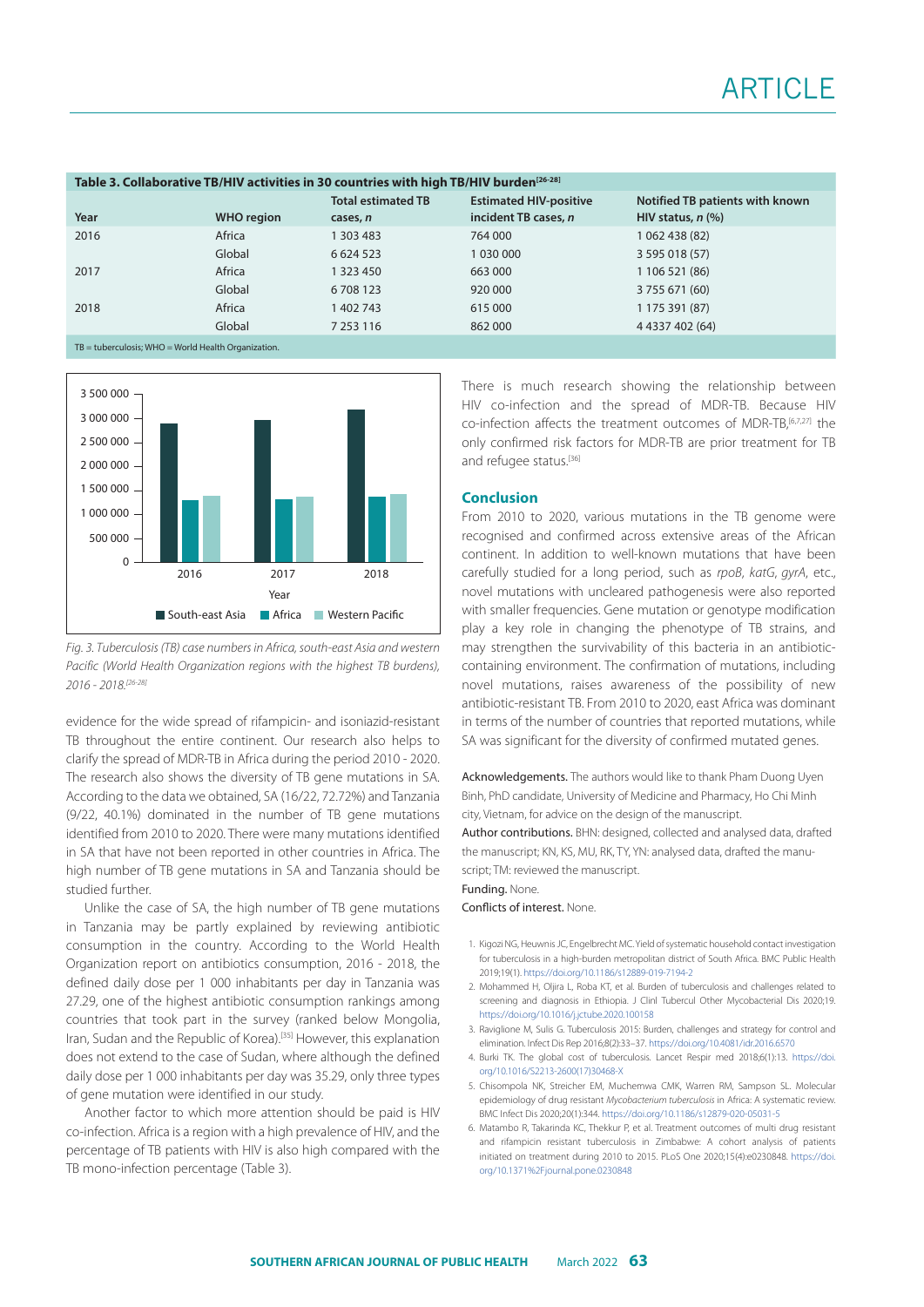**Table 3. Collaborative TB/HIV activities in 30 countries with high TB/HIV burden[26-28]**

| Year | WHO region | Total estimated TB cases, *n* | Estimated HIV-positive incident TB cases, *n* | Notified TB patients with known HIV status, *n* (%) |
|---|---|---|---|---|
| 2016 | Africa | 1 303 483 | 764 000 | 1 062 438 (82) |
| | Global | 6 624 523 | 1 030 000 | 3 595 018 (57) |
| 2017 | Africa | 1 323 450 | 663 000 | 1 106 521 (86) |
| | Global | 6 708 123 | 920 000 | 3 755 671 (60) |
| 2018 | Africa | 1 402 743 | 615 000 | 1 175 391 (87) |
| | Global | 7 253 116 | 862 000 | 4 4337 402 (64) |

TB = tuberculosis; WHO = World Health Organization.

*Fig. 3. Tuberculosis (TB) case numbers in Africa, south-east Asia and western Pacific (World Health Organization regions with the highest TB burdens), 2016 - 2018.[26-28]*

evidence for the wide spread of rifampicin- and isoniazid-resistant TB throughout the entire continent. Our research also helps to clarify the spread of MDR-TB in Africa during the period 2010 - 2020. The research also shows the diversity of TB gene mutations in SA. According to the data we obtained, SA (16/22, 72.72%) and Tanzania (9/22, 40.1%) dominated in the number of TB gene mutations identified from 2010 to 2020. There were many mutations identified in SA that have not been reported in other countries in Africa. The high number of TB gene mutations in SA and Tanzania should be studied further.

Unlike the case of SA, the high number of TB gene mutations in Tanzania may be partly explained by reviewing antibiotic consumption in the country. According to the World Health Organization report on antibiotics consumption, 2016 - 2018, the defined daily dose per 1 000 inhabitants per day in Tanzania was 27.29, one of the highest antibiotic consumption rankings among countries that took part in the survey (ranked below Mongolia, Iran, Sudan and the Republic of Korea).[35] However, this explanation does not extend to the case of Sudan, where although the defined daily dose per 1 000 inhabitants per day was 35.29, only three types of gene mutation were identified in our study.

Another factor to which more attention should be paid is HIV co-infection. Africa is a region with a high prevalence of HIV, and the percentage of TB patients with HIV is also high compared with the TB mono-infection percentage (Table 3).

There is much research showing the relationship between HIV co-infection and the spread of MDR-TB. Because HIV co-infection affects the treatment outcomes of MDR-TB,[6,7,27] the only confirmed risk factors for MDR-TB are prior treatment for TB and refugee status.[36]

## Conclusion

From 2010 to 2020, various mutations in the TB genome were recognised and confirmed across extensive areas of the African continent. In addition to well-known mutations that have been carefully studied for a long period, such as *rpoB*, *katG*, *gyrA*, etc., novel mutations with uncleared pathogenesis were also reported with smaller frequencies. Gene mutation or genotype modification play a key role in changing the phenotype of TB strains, and may strengthen the survivability of this bacteria in an antibiotic-containing environment. The confirmation of various mutations, including novel mutations, raises awareness of the possibility of new antibiotic-resistant TB. From 2010 to 2020, east Africa was dominant in terms of the number of countries that reported mutations, while SA was significant for the diversity of confirmed mutated genes.

**Acknowledgements.** The authors would like to thank Pham Duong Uyen Binh, PhD candidate, University of Medicine and Pharmacy, Ho Chi Minh city, Vietnam, for advice on the design of the manuscript.

**Author contributions.** BHN: designed, collected and analysed data, drafted the manuscript; KN, KS, MU, RK, TY, YN: analysed data, drafted the manuscript; TM: reviewed the manuscript.

**Funding.** None.

**Conflicts of interest.** None.

1. Kigozi NG, Heunwis JC, Engelbrecht MC. Yield of systematic household contact investigation for tuberculosis in a high-burden metropolitan district of South Africa. BMC Public Health 2019;19(1). https://doi.org/10.1186/s12889-019-7194-2
2. Mohammed H, Oljira L, Roba KT, et al. Burden of tuberculosis and challenges related to screening and diagnosis in Ethiopia. J Clinl Tubercul Other Mycobacterial Dis 2020;19. https://doi.org/10.1016/j.jctube.2020.100158
3. Raviglione M, Sulis G. Tuberculosis 2015: Burden, challenges and strategy for control and elimination. Infect Dis Rep 2016;8(2):33–37. https://doi.org/10.4081/idr.2016.6570
4. Burki TK. The global cost of tuberculosis. Lancet Respir med 2018;6(1):13. https://doi.org/10.1016/S2213-2600(17)30468-X
5. Chisompola NK, Streicher EM, Muchemwa CMK, Warren RM, Sampson SL. Molecular epidemiology of drug resistant *Mycobacterium tuberculosis* in Africa: A systematic review. BMC Infect Dis 2020;20(1):344. https://doi.org/10.1186/s12879-020-05031-5
6. Matambo R, Takarinda KC, Thekkur P, et al. Treatment outcomes of multi drug resistant and rifampicin resistant tuberculosis in Zimbabwe: A cohort analysis of patients initiated on treatment during 2010 to 2015. PLoS One 2020;15(4):e0230848. https://doi.org/10.1371%2Fjournal.pone.0230848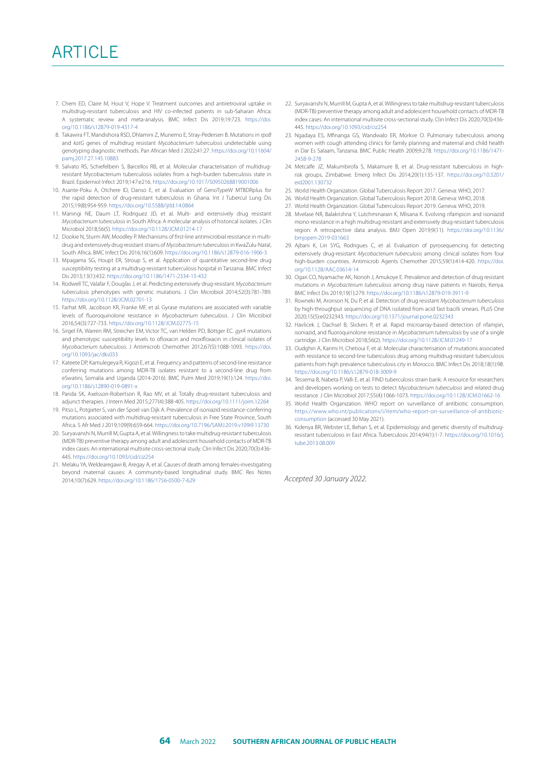7. Chem ED, Claire M, Hout V, Hope V. Treatment outcomes and antiretroviral uptake in multidrug-resistant tuberculosis and HIV co-infected patients in sub-Saharan Africa: A systematic review and meta-analysis. BMC Infect Dis 2019;19:723. https://doi.org/10.1186/s12879-019-4317-4
8. Takawira FT, Mandishora RSD, Dhlamini Z, Munemo E, Stray-Pedersen B. Mutations in *rpoB* and *katG* genes of multidrug resistant *Mycobacterium tuberculosis* undetectable using genotyping diagnostic methods. Pan African Med J 2022;41:27. https://doi.org/10.11604/pamj.2017.27.145.10883
9. Salvato RS, Schiefelbein S, Barcellos RB, et al. Molecular characterisation of multidrug-resistant Mycobacterium tuberculosis isolates from a high-burden tuberculosis state in Brazil. Epidemiol Infect 2019;147:e216. https://doi.org/10.1017/S0950268819001006
10. Asante-Poku A, Otchere ID, Danso E, et al. Evaluation of GenoTypeW MTBDRplus for the rapid detection of drug-resistant tuberculosis in Ghana. Int J Tubercul Lung Dis 2015;19(8):954-959. https://doi.org/10.5588/ijtld.14.0864
11. Maningi NE, Daum LT, Rodriguez JD, et al. Multi- and extensively drug resistant *Mycobacterium tuberculosis* in South Africa: A molecular analysis of historical isolates. J Clin Microbiol 2018;56(5). https://doi.org/10.1128/JCM.01214-17
12. Dookie N, Sturm AW, Moodley P. Mechanisms of first-line antimicrobial resistance in multi-drug and extensively drug resistant strains of *Mycobacterium tuberculosis* in KwaZulu-Natal, South Africa. BMC Infect Dis 2016;16(1):609. https://doi.org/10.1186/s12879-016-1906-3
13. Mpagama SG, Houpt ER, Stroup S, et al. Application of quantitative second-line drug susceptibility testing at a multidrug-resistant tuberculosis hospital in Tanzania. BMC Infect Dis 2013;13(1):432. https://doi.org/10.1186/1471-2334-13-432
14. Rodwell TC, Valafar F, Douglas J, et al. Predicting extensively drug-resistant *Mycobacterium tuberculosis* phenotypes with genetic mutations. J Clin Microbiol 2014;52(3):781-789. https://doi.org/10.1128/JCM.02701-13
15. Farhat MR, Jacobson KR, Franke MF, et al. Gyrase mutations are associated with variable levels of fluoroquinolone resistance in *Mycobacterium tuberculosis*. J Clin Microbiol 2016;54(3):727-733. https://doi.org/10.1128/JCM.02775-15
16. Sirgel FA, Warren RM, Streicher EM, Victor TC, van Helden PD, Böttger EC. *gyrA* mutations and phenotypic susceptibility levels to ofloxacin and moxifloxacin in clinical isolates of *Mycobacterium tuberculosis*. J Antimicrob Chemother 2012;67(5):1088-1093. https://doi.org/10.1093/jac/dks033
17. Kateete DP, Kamulegeya R, Kigozi E, et al. Frequency and patterns of second-line resistance conferring mutations among MDR-TB isolates resistant to a second-line drug from eSwatini, Somalia and Uganda (2014-2016). BMC Pulm Med 2019;19(1):124. https://doi.org/10.1186/s12890-019-0891-x
18. Parida SK, Axelsson-Robertson R, Rao MV, et al. Totally drug-resistant tuberculosis and adjunct therapies. J Intern Med 2015;277(4):388-405. https://doi.org/10.1111/joim.12264
19. Pitso L, Potgieter S, van der Spoel van Dijk A. Prevalence of isoniazid resistance-conferring mutations associated with multidrug-resistant tuberculosis in Free State Province, South Africa. S Afr Med J 2019;109(9):659-664. https://doi.org/10.7196/SAMJ.2019.v109i9.13730
20. Suryavanshi N, Murrill M, Gupta A, et al. Willingness to take multidrug-resistant tuberculosis (MDR-TB) preventive therapy among adult and adolescent household contacts of MDR-TB index cases: An international multisite cross-sectional study. Clin Infect Dis 2020;70(3):436-445. https://doi.org/10.1093/cid/ciz254
21. Melaku YA, Weldearegawi B, Aregay A, et al. Causes of death among females-investigating beyond maternal causes: A community-based longitudinal study. BMC Res Notes 2014;10(7):629. https://doi.org/10.1186/1756-0500-7-629
22. Suryavanshi N, Murrill M, Gupta A, et al. Willingness to take multidrug-resistant tuberculosis (MDR-TB) preventive therapy among adult and adolescent household contacts of MDR-TB index cases: An international multisite cross-sectional study. Clin Infect Dis 2020;70(3):436-445. https://doi.org/10.1093/cid/ciz254
23. Ngadaya ES, Mfinanga GS, Wandwalo ER, Morkve O. Pulmonary tuberculosis among women with cough attending clinics for family planning and maternal and child health in Dar Es Salaam, Tanzania. BMC Public Health 2009;9:278. https://doi.org/10.1186/1471-2458-9-278
24. Metcalfe JZ, Makumbirofa S, Makamure B, et al. Drug-resistant tuberculosis in high-risk groups, Zimbabwe. Emerg Infect Dis 2014;20(1):135-137. https://doi.org/10.3201/eid2001.130732
25. World Health Organization. Global Tuberculosis Report 2017. Geneva: WHO, 2017.
26. World Health Organization. Global Tuberculosis Report 2018. Geneva: WHO, 2018.
27. World Health Organization. Global Tuberculosis Report 2019. Geneva: WHO, 2019.
28. Mvelase NR, Balakrishna Y, Lutchminarain K, Mlisana K. Evolving rifampicin and isoniazid mono-resistance in a high multidrug-resistant and extensively drug-resistant tuberculosis region: A retrospective data analysis. BMJ Open 2019;9(11). https://doi.org/10.1136/bmjopen-2019-031663
29. Ajbani K, Lin SYG, Rodrigues C, et al. Evaluation of pyrosequencing for detecting extensively drug-resistant *Mycobacterium tuberculosis* among clinical isolates from four high-burden countries. Antimicrob Agents Chemother 2015;59(1):414-420. https://doi.org/10.1128/AAC.03614-14
30. Ogari CO, Nyamache AK, Nonoh J, Amukoye E. Prevalence and detection of drug resistant mutations in *Mycobacterium tuberculosis* among drug naive patients in Nairobi, Kenya. BMC Infect Dis 2019;19(1):279. https://doi.org/10.1186/s12879-019-3911-9
31. Rowneki M, Aronson N, Du P, et al. Detection of drug resistant *Mycobacterium tuberculosis* by high-throughput sequencing of DNA isolated from acid fast bacilli smears. PLoS One 2020;15(5):e0232343. https://doi.org/10.1371/journal.pone.0232343
32. Havlicek J, Dachsel B, Slickers P, et al. Rapid microarray-based detection of rifampin, isoniazid, and fluoroquinolone resistance in *Mycobacterium tuberculosis* by use of a single cartridge. J Clin Microbiol 2018;56(2). https://doi.org/10.1128/JCM.01249-17
33. Oudghiri A, Karimi H, Chetioui F, et al. Molecular characterisation of mutations associated with resistance to second-line tuberculosis drug among multidrug-resistant tuberculosis patients from high prevalence tuberculosis city in Morocco. BMC Infect Dis 2018;18(1):98. https://doi.org/10.1186/s12879-018-3009-9
34. Tessema B, Nabeta P, Valli E, et al. FIND tuberculosis strain bank: A resource for researchers and developers working on tests to detect *Mycobacterium tuberculosis* and related drug resistance. J Clin Microbiol 2017;55(4):1066-1073. https://doi.org/10.1128/JCM.01662-16
35. World Health Organization. WHO report on surveillance of antibiotic consumption. https://www.who.int/publications/i/item/who-report-on-surveillance-of-antibiotic-consumption (accessed 30 May 2021).
36. Kidenya BR, Webster LE, Behan S, et al. Epidemiology and genetic diversity of multidrug-resistant tuberculosis in East Africa. Tuberculosis 2014;94(1):1-7. https://doi.org/10.1016/j.tube.2013.08.009

*Accepted 30 January 2022.*